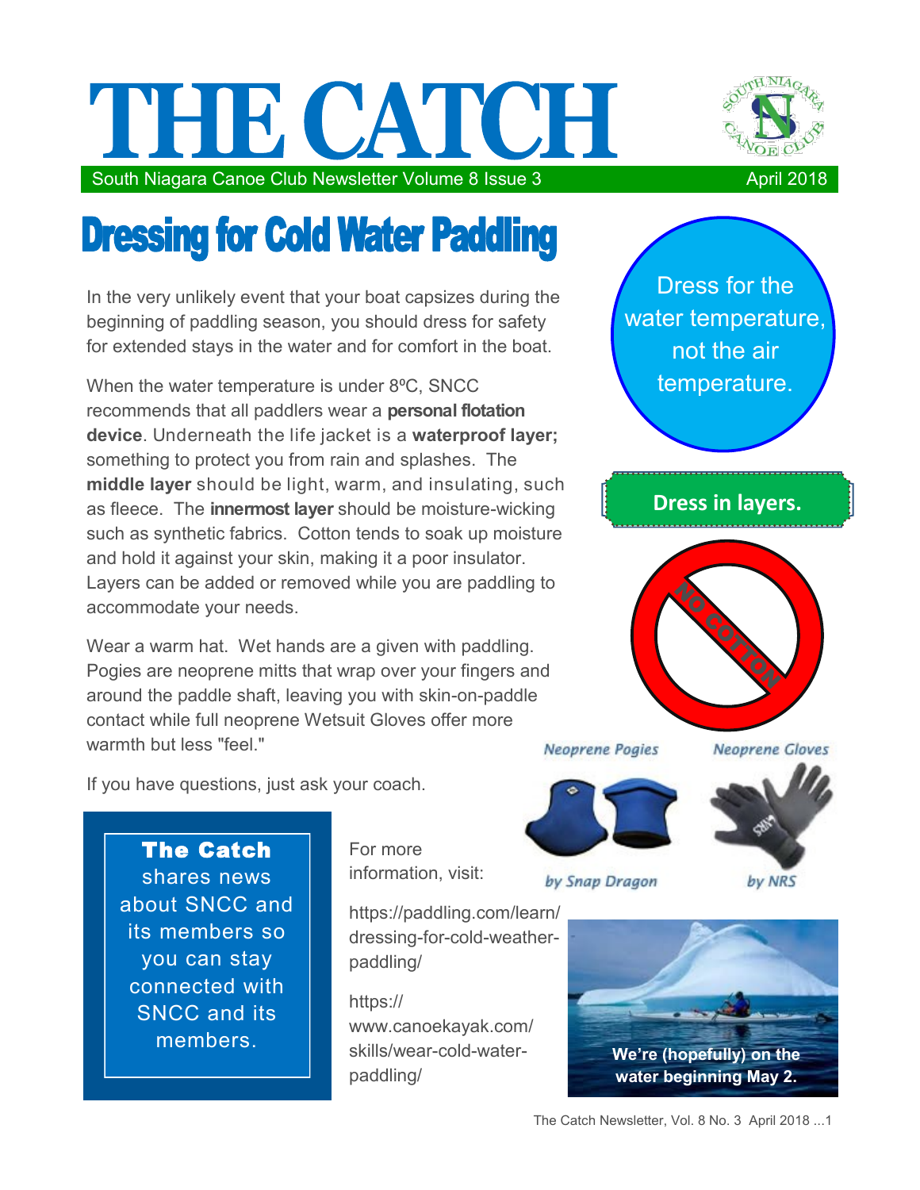# THE CATCH

South Niagara Canoe Club Newsletter Volume 8 Issue 3 April 2018

## Dressing for Cold Water Paddling

In the very unlikely event that your boat capsizes during the beginning of paddling season, you should dress for safety for extended stays in the water and for comfort in the boat.

When the water temperature is under 8ºC, SNCC recommends that all paddlers wear a **personal flotation device**. Underneath the life jacket is a **waterproof layer;** something to protect you from rain and splashes. The **middle layer** should be light, warm, and insulating, such as fleece. The **innermost layer** should be moisture-wicking such as synthetic fabrics. Cotton tends to soak up moisture and hold it against your skin, making it a poor insulator. Layers can be added or removed while you are paddling to accommodate your needs.

Wear a warm hat. Wet hands are a given with paddling. Pogies are neoprene mitts that wrap over your fingers and around the paddle shaft, leaving you with skin-on-paddle contact while full neoprene Wetsuit Gloves offer more warmth but less "feel."

If you have questions, just ask your coach.

Dress for the water temperature, not the air temperature.

**Dress in layers.**

NO COTTON

*Neoprene Pogies* *by Snap Dragon*

*Neoprene Gloves* *by NRS*

**The Catch** shares news about SNCC and its members so you can stay connected with SNCC and its members.

For more information, visit:

https://paddling.com/learn/dressing-for-cold-weather-paddling/

https://www.canoekayak.com/skills/wear-cold-water-paddling/

**We're (hopefully) on the water beginning May 2.**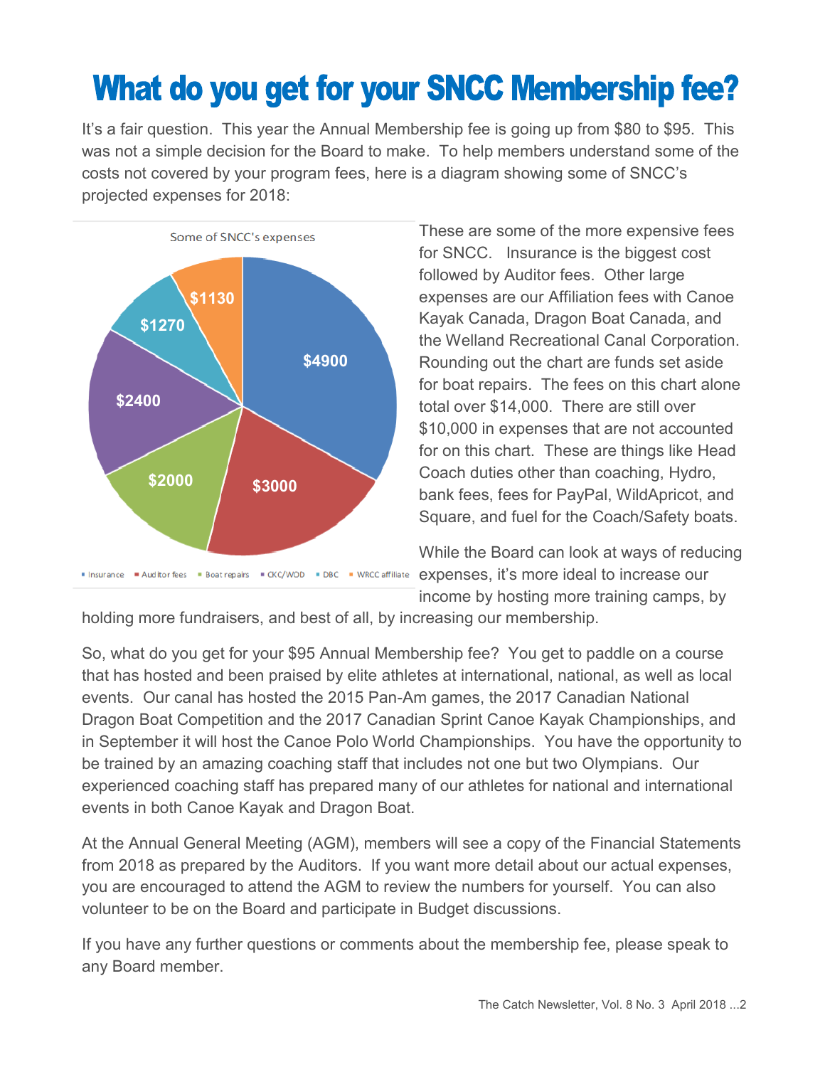# What do you get for your SNCC Membership fee?

It's a fair question. This year the Annual Membership fee is going up from $80 to $95. This was not a simple decision for the Board to make. To help members understand some of the costs not covered by your program fees, here is a diagram showing some of SNCC's projected expenses for 2018:

Some of SNCC's expenses

| Expense | Amount |
|---|---|
| Insurance | $4900 |
| Auditor fees | $3000 |
| Boat repairs | $2000 |
| CKC/WOD | $2400 |
| DBC | $1270 |
| WRCC affiliate | $1130 |

These are some of the more expensive fees for SNCC. Insurance is the biggest cost followed by Auditor fees. Other large expenses are our Affiliation fees with Canoe Kayak Canada, Dragon Boat Canada, and the Welland Recreational Canal Corporation. Rounding out the chart are funds set aside for boat repairs. The fees on this chart alone total over $14,000. There are still over $10,000 in expenses that are not accounted for on this chart. These are things like Head Coach duties other than coaching, Hydro, bank fees, fees for PayPal, WildApricot, and Square, and fuel for the Coach/Safety boats.

While the Board can look at ways of reducing expenses, it's more ideal to increase our income by hosting more training camps, by holding more fundraisers, and best of all, by increasing our membership.

So, what do you get for your $95 Annual Membership fee? You get to paddle on a course that has hosted and been praised by elite athletes at international, national, as well as local events. Our canal has hosted the 2015 Pan-Am games, the 2017 Canadian National Dragon Boat Competition and the 2017 Canadian Sprint Canoe Kayak Championships, and in September it will host the Canoe Polo World Championships. You have the opportunity to be trained by an amazing coaching staff that includes not one but two Olympians. Our experienced coaching staff has prepared many of our athletes for national and international events in both Canoe Kayak and Dragon Boat.

At the Annual General Meeting (AGM), members will see a copy of the Financial Statements from 2018 as prepared by the Auditors. If you want more detail about our actual expenses, you are encouraged to attend the AGM to review the numbers for yourself. You can also volunteer to be on the Board and participate in Budget discussions.

If you have any further questions or comments about the membership fee, please speak to any Board member.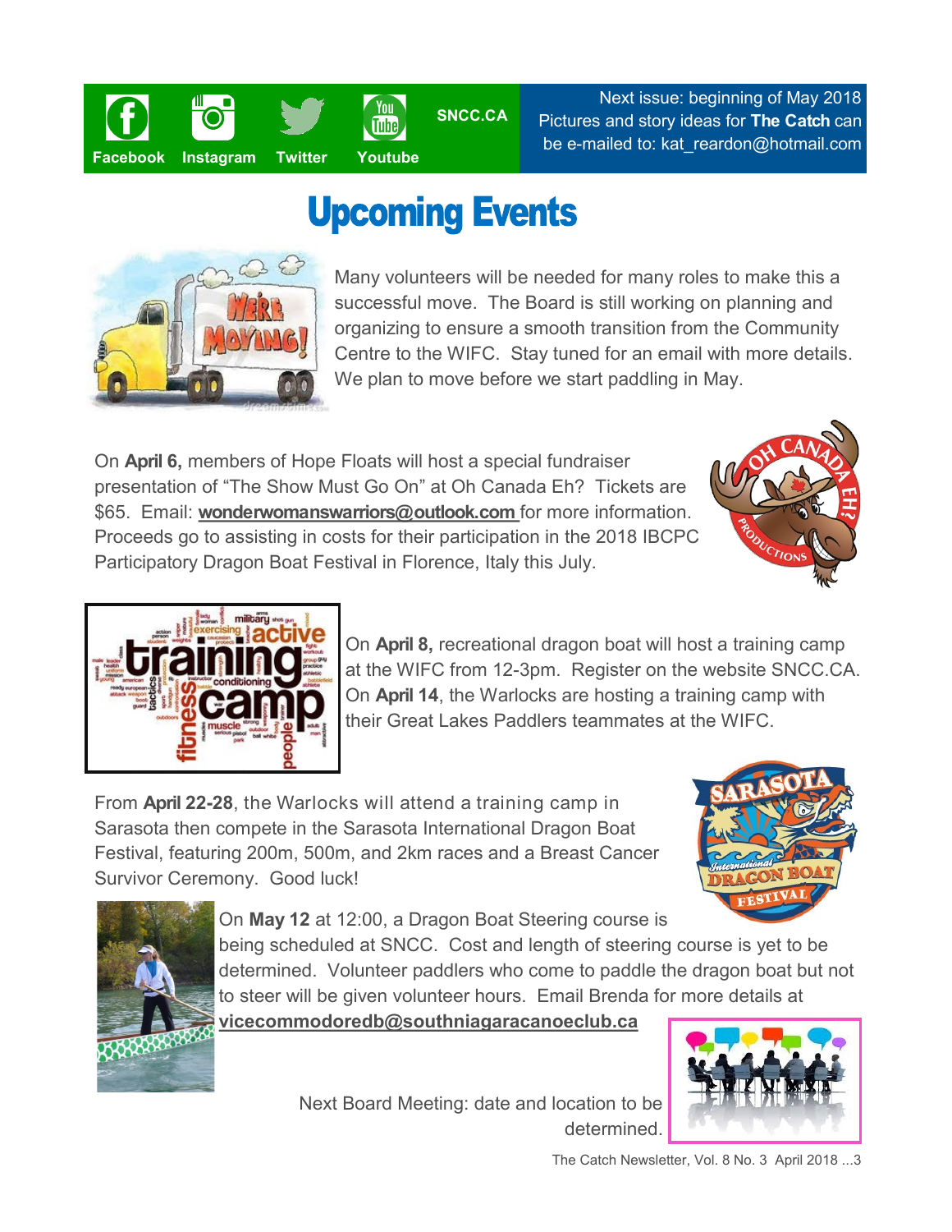Facebook Instagram Twitter Youtube SNCC.CA

Next issue: beginning of May 2018
Pictures and story ideas for **The Catch** can be e-mailed to: kat_reardon@hotmail.com

# Upcoming Events

Many volunteers will be needed for many roles to make this a successful move. The Board is still working on planning and organizing to ensure a smooth transition from the Community Centre to the WIFC. Stay tuned for an email with more details. We plan to move before we start paddling in May.

On **April 6,** members of Hope Floats will host a special fundraiser presentation of "The Show Must Go On" at Oh Canada Eh? Tickets are $65. Email: **wonderwomanswarriors@outlook.com** for more information. Proceeds go to assisting in costs for their participation in the 2018 IBCPC Participatory Dragon Boat Festival in Florence, Italy this July.

On **April 8,** recreational dragon boat will host a training camp at the WIFC from 12-3pm. Register on the website SNCC.CA. On **April 14**, the Warlocks are hosting a training camp with their Great Lakes Paddlers teammates at the WIFC.

From **April 22-28**, the Warlocks will attend a training camp in Sarasota then compete in the Sarasota International Dragon Boat Festival, featuring 200m, 500m, and 2km races and a Breast Cancer Survivor Ceremony. Good luck!

On **May 12** at 12:00, a Dragon Boat Steering course is being scheduled at SNCC. Cost and length of steering course is yet to be determined. Volunteer paddlers who come to paddle the dragon boat but not to steer will be given volunteer hours. Email Brenda for more details at **vicecommodoredb@southniagaracanoeclub.ca**

Next Board Meeting: date and location to be determined.